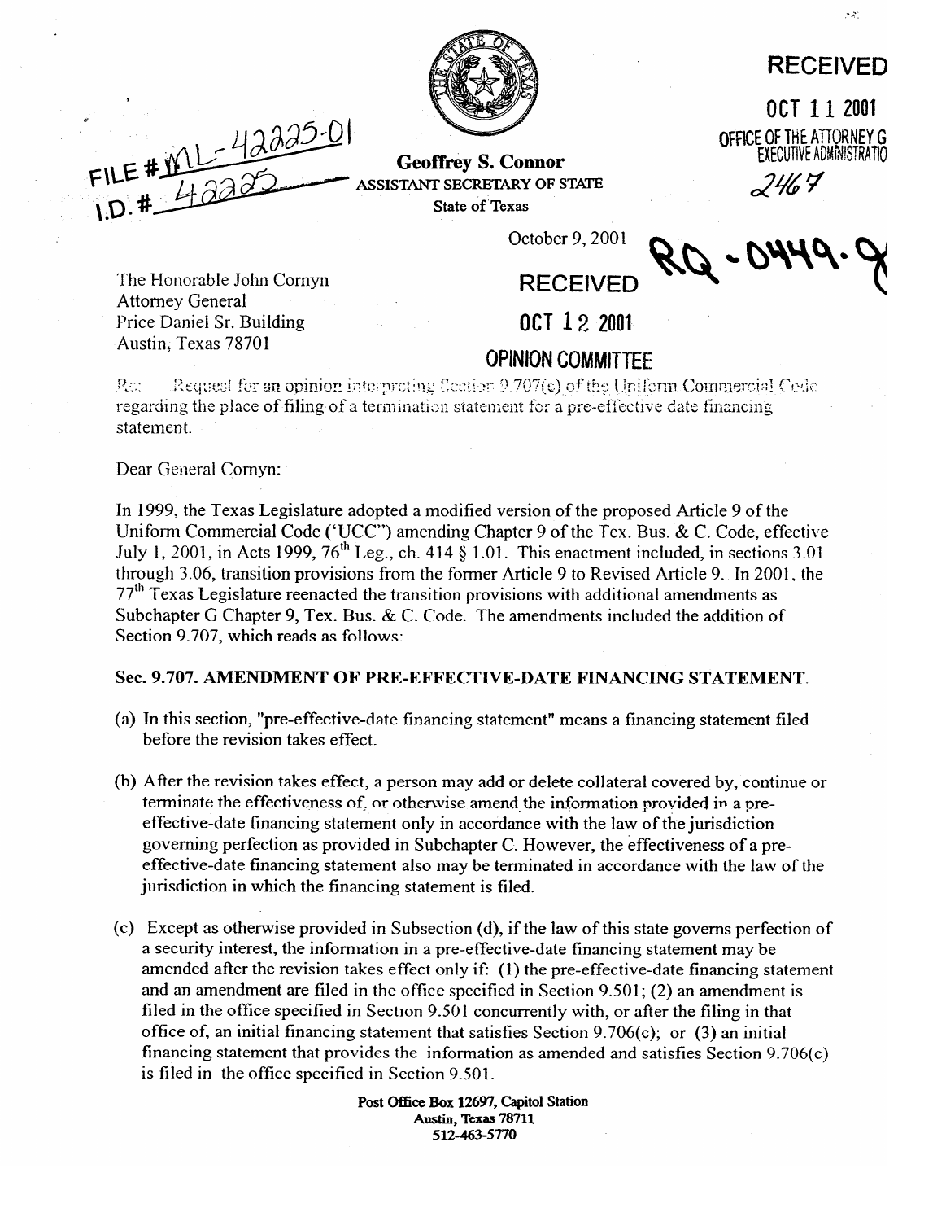FILE # ML-42225-01
I.D. # 42225

**Geoffrey S. Connor**
ASSISTANT SECRETARY OF STATE
State of Texas

RECEIVED
OCT 11 2001
OFFICE OF THE ATTORNEY G
EXECUTIVE ADMINISTRATIO
2467

October 9, 2001

RQ-0449-G

RECEIVED
OCT 12 2001
OPINION COMMITTEE

The Honorable John Cornyn
Attorney General
Price Daniel Sr. Building
Austin, Texas 78701

Re: Request for an opinion interpreting Section 9.707(c) of the Uniform Commercial Code regarding the place of filing of a termination statement for a pre-effective date financing statement.

Dear General Cornyn:

In 1999, the Texas Legislature adopted a modified version of the proposed Article 9 of the Uniform Commercial Code ('UCC") amending Chapter 9 of the Tex. Bus. & C. Code, effective July 1, 2001, in Acts 1999, 76th Leg., ch. 414 § 1.01. This enactment included, in sections 3.01 through 3.06, transition provisions from the former Article 9 to Revised Article 9. In 2001, the 77th Texas Legislature reenacted the transition provisions with additional amendments as Subchapter G Chapter 9, Tex. Bus. & C. Code. The amendments included the addition of Section 9.707, which reads as follows:

**Sec. 9.707. AMENDMENT OF PRE-EFFECTIVE-DATE FINANCING STATEMENT.**

(a) In this section, "pre-effective-date financing statement" means a financing statement filed before the revision takes effect.

(b) After the revision takes effect, a person may add or delete collateral covered by, continue or terminate the effectiveness of, or otherwise amend the information provided in a pre-effective-date financing statement only in accordance with the law of the jurisdiction governing perfection as provided in Subchapter C. However, the effectiveness of a pre-effective-date financing statement also may be terminated in accordance with the law of the jurisdiction in which the financing statement is filed.

(c) Except as otherwise provided in Subsection (d), if the law of this state governs perfection of a security interest, the information in a pre-effective-date financing statement may be amended after the revision takes effect only if: (1) the pre-effective-date financing statement and an amendment are filed in the office specified in Section 9.501; (2) an amendment is filed in the office specified in Section 9.501 concurrently with, or after the filing in that office of, an initial financing statement that satisfies Section 9.706(c); or (3) an initial financing statement that provides the information as amended and satisfies Section 9.706(c) is filed in the office specified in Section 9.501.

Post Office Box 12697, Capitol Station
Austin, Texas 78711
512-463-5770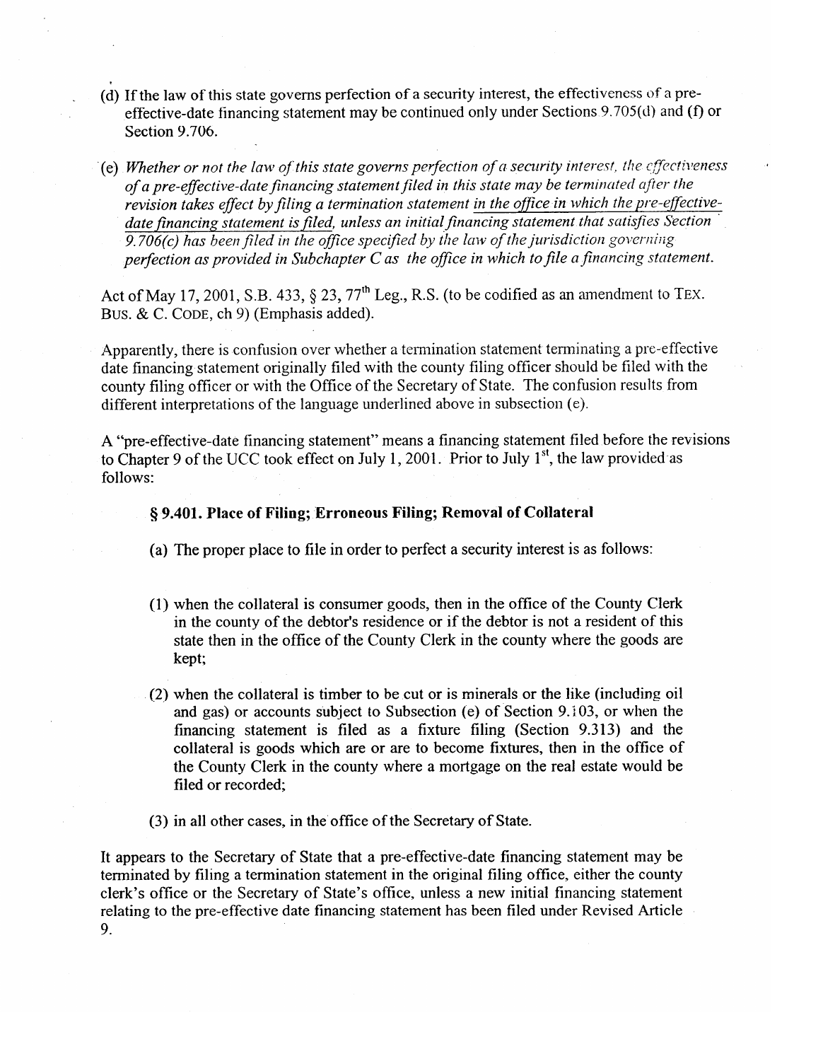(d) If the law of this state governs perfection of a security interest, the effectiveness of a pre-effective-date financing statement may be continued only under Sections 9.705(d) and (f) or Section 9.706.

(e) *Whether or not the law of this state governs perfection of a security interest, the effectiveness of a pre-effective-date financing statement filed in this state may be terminated after the revision takes effect by filing a termination statement <u>in the office in which the pre-effective-date financing statement is filed</u>, unless an initial financing statement that satisfies Section 9.706(c) has been filed in the office specified by the law of the jurisdiction governing perfection as provided in Subchapter C as the office in which to file a financing statement.*

Act of May 17, 2001, S.B. 433, § 23, 77th Leg., R.S. (to be codified as an amendment to TEX. BUS. & C. CODE, ch 9) (Emphasis added).

Apparently, there is confusion over whether a termination statement terminating a pre-effective date financing statement originally filed with the county filing officer should be filed with the county filing officer or with the Office of the Secretary of State. The confusion results from different interpretations of the language underlined above in subsection (e).

A "pre-effective-date financing statement" means a financing statement filed before the revisions to Chapter 9 of the UCC took effect on July 1, 2001. Prior to July 1st, the law provided as follows:

**§ 9.401. Place of Filing; Erroneous Filing; Removal of Collateral**

(a) The proper place to file in order to perfect a security interest is as follows:

(1) when the collateral is consumer goods, then in the office of the County Clerk in the county of the debtor's residence or if the debtor is not a resident of this state then in the office of the County Clerk in the county where the goods are kept;

(2) when the collateral is timber to be cut or is minerals or the like (including oil and gas) or accounts subject to Subsection (e) of Section 9.103, or when the financing statement is filed as a fixture filing (Section 9.313) and the collateral is goods which are or are to become fixtures, then in the office of the County Clerk in the county where a mortgage on the real estate would be filed or recorded;

(3) in all other cases, in the office of the Secretary of State.

It appears to the Secretary of State that a pre-effective-date financing statement may be terminated by filing a termination statement in the original filing office, either the county clerk's office or the Secretary of State's office, unless a new initial financing statement relating to the pre-effective date financing statement has been filed under Revised Article 9.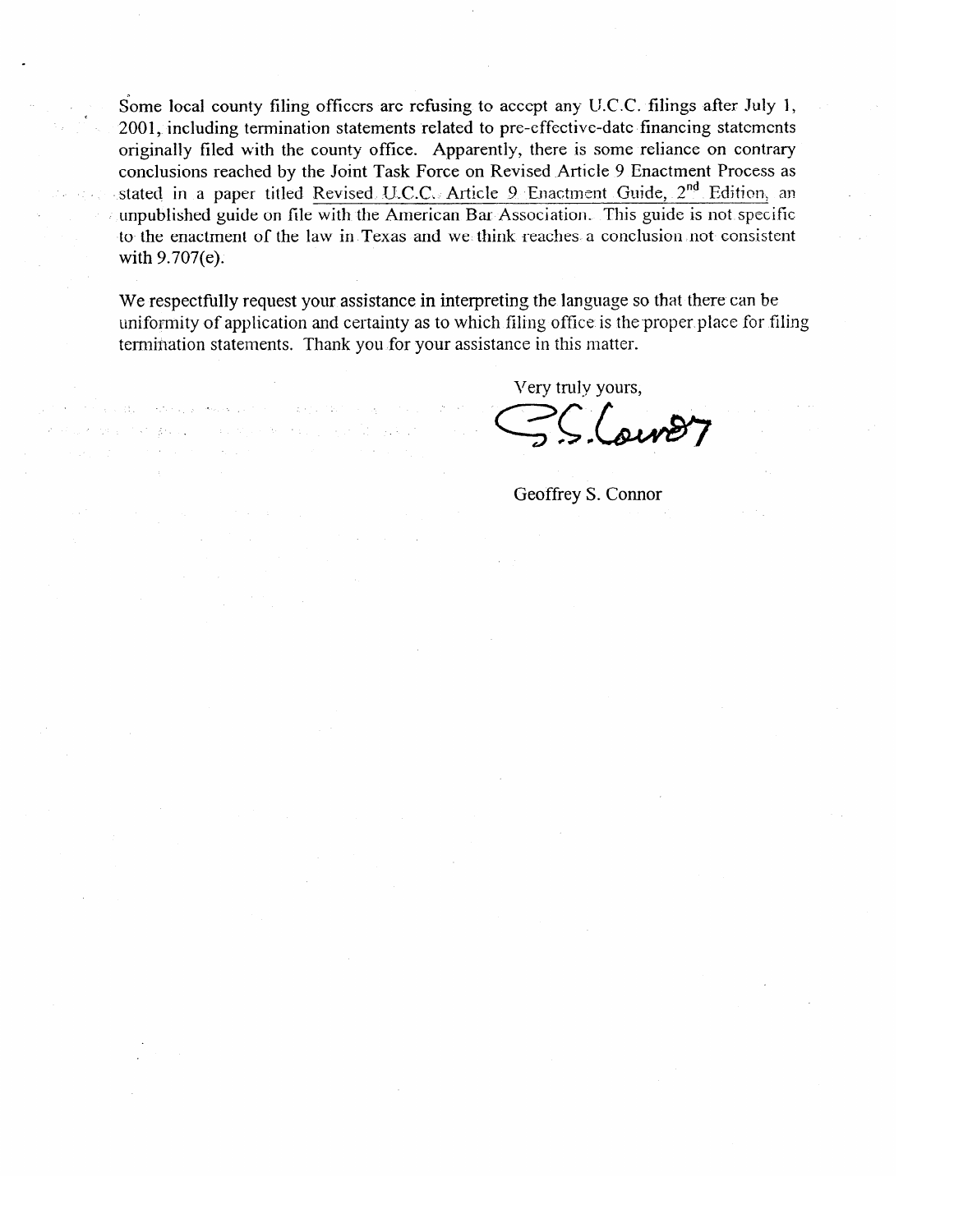Some local county filing officers are refusing to accept any U.C.C. filings after July 1, 2001, including termination statements related to pre-effective-date financing statements originally filed with the county office. Apparently, there is some reliance on contrary conclusions reached by the Joint Task Force on Revised Article 9 Enactment Process as stated in a paper titled Revised U.C.C. Article 9 Enactment Guide, 2nd Edition, an unpublished guide on file with the American Bar Association. This guide is not specific to the enactment of the law in Texas and we think reaches a conclusion not consistent with 9.707(e).

We respectfully request your assistance in interpreting the language so that there can be uniformity of application and certainty as to which filing office is the proper place for filing termination statements. Thank you for your assistance in this matter.

Very truly yours,

G.S. Connor

Geoffrey S. Connor